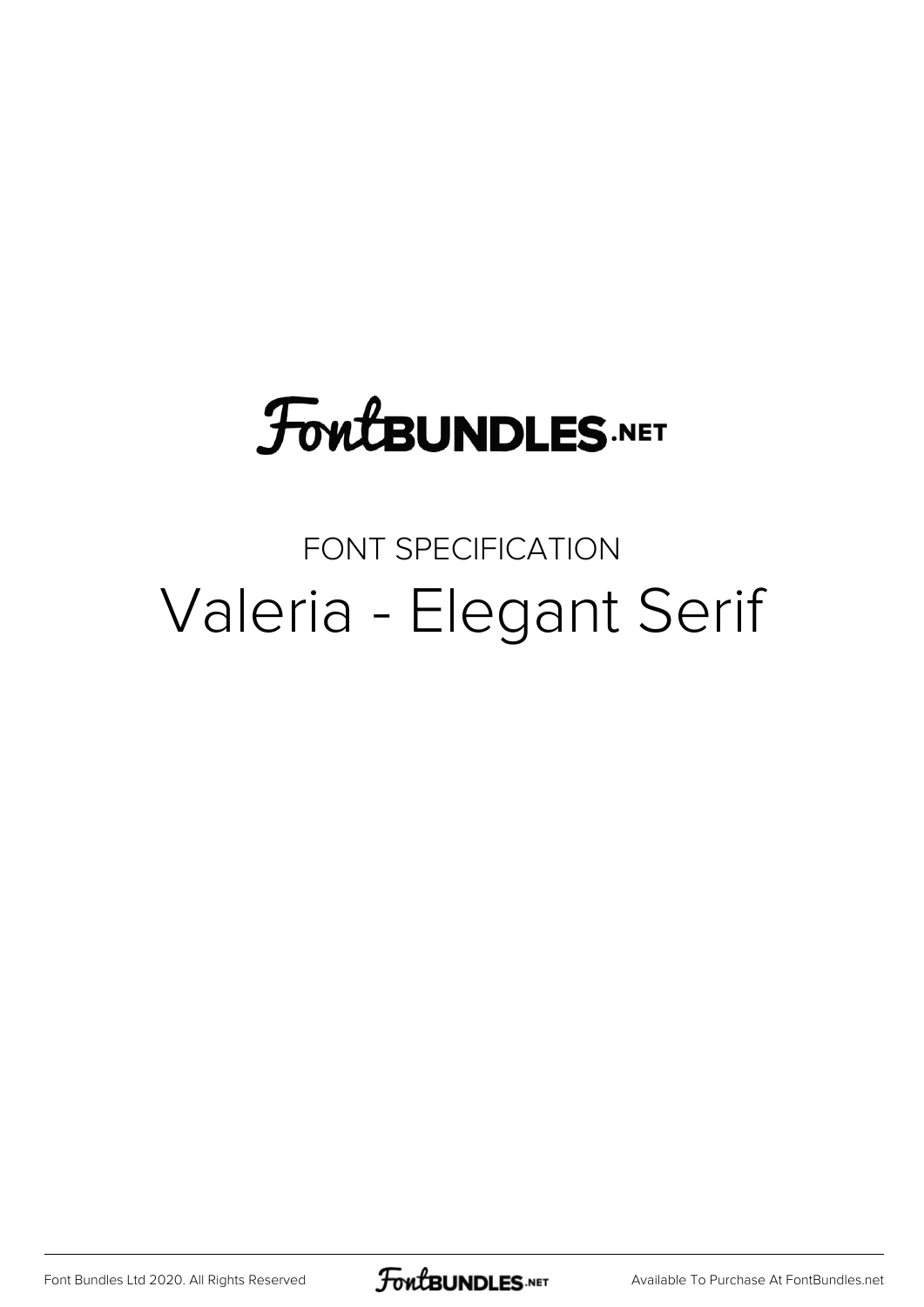FontBUNDLES.NET

FONT SPECIFICATION

# Valeria - Elegant Serif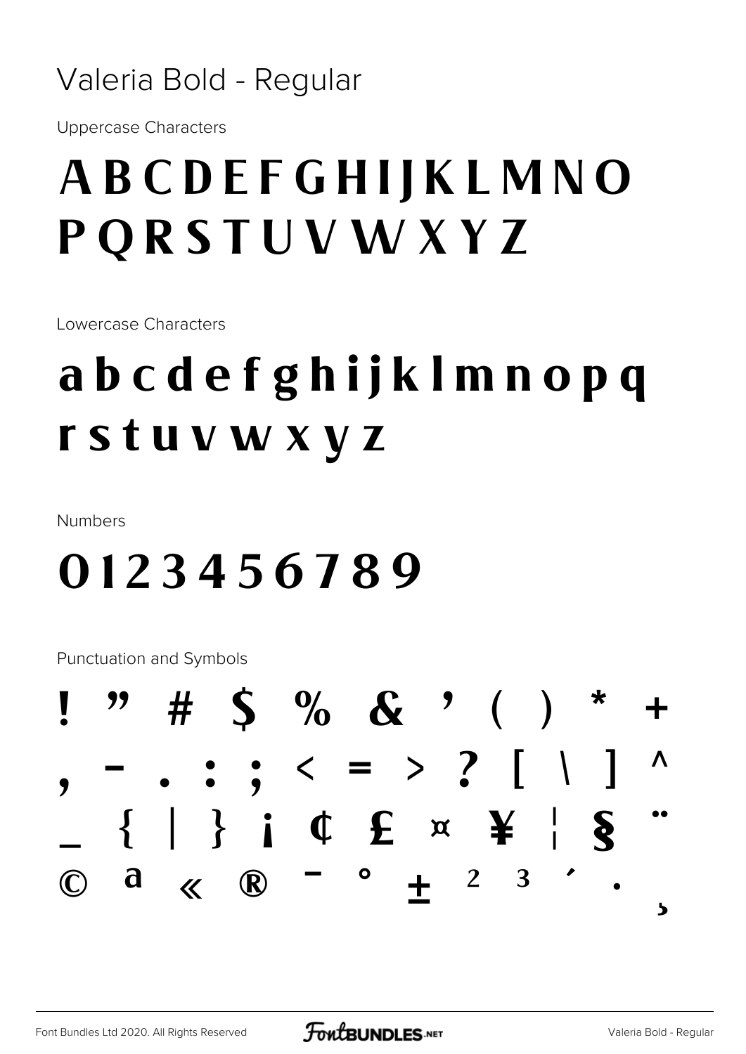# Valeria Bold - Regular

Uppercase Characters

## A B C D E F G H I J K L M N O P Q R S T U V W X Y Z

Lowercase Characters

## a b c d e f g h i j k l m n o p q r s t u v w x y z

Numbers

## 0 1 2 3 4 5 6 7 8 9

Punctuation and Symbols

## ! " # $ % & ' ( ) * + , - . : ; < = > ? [ \ ] ^ _ { | } ¡ ¢ £ ¤ ¥ ¦ § ¨ © ª « ® ¯ ° ± ² ³ ´ · ¸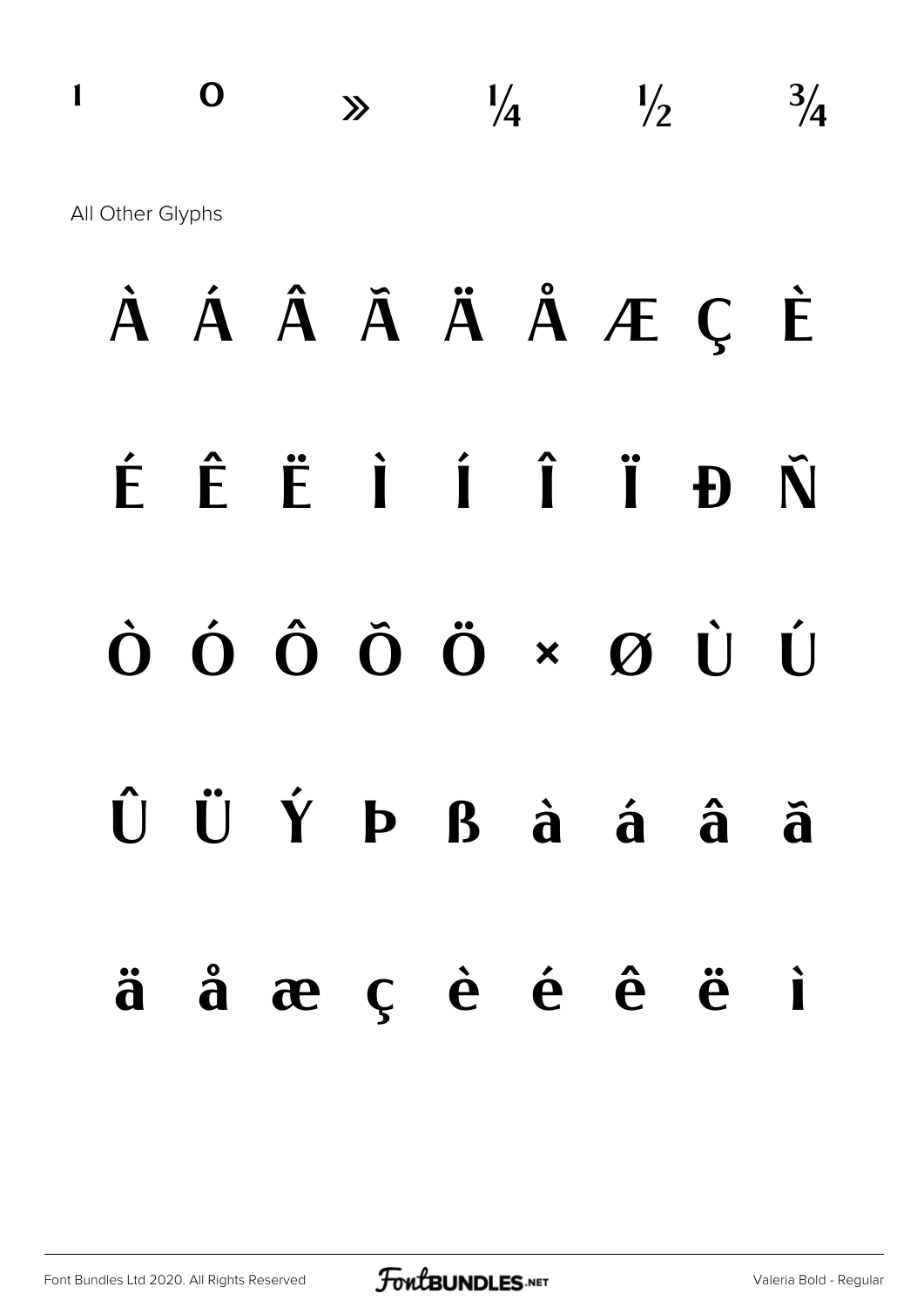¹ º » ¼ ½ ¾

All Other Glyphs

À Á Â Ã Ä Å Æ Ç È

É Ê Ë Ì Í Î Ï Ð Ñ

Ò Ó Ô Õ Ö × Ø Ù Ú

Û Ü Ý Þ ß à á â ã

ä å æ ç è é ê ë ì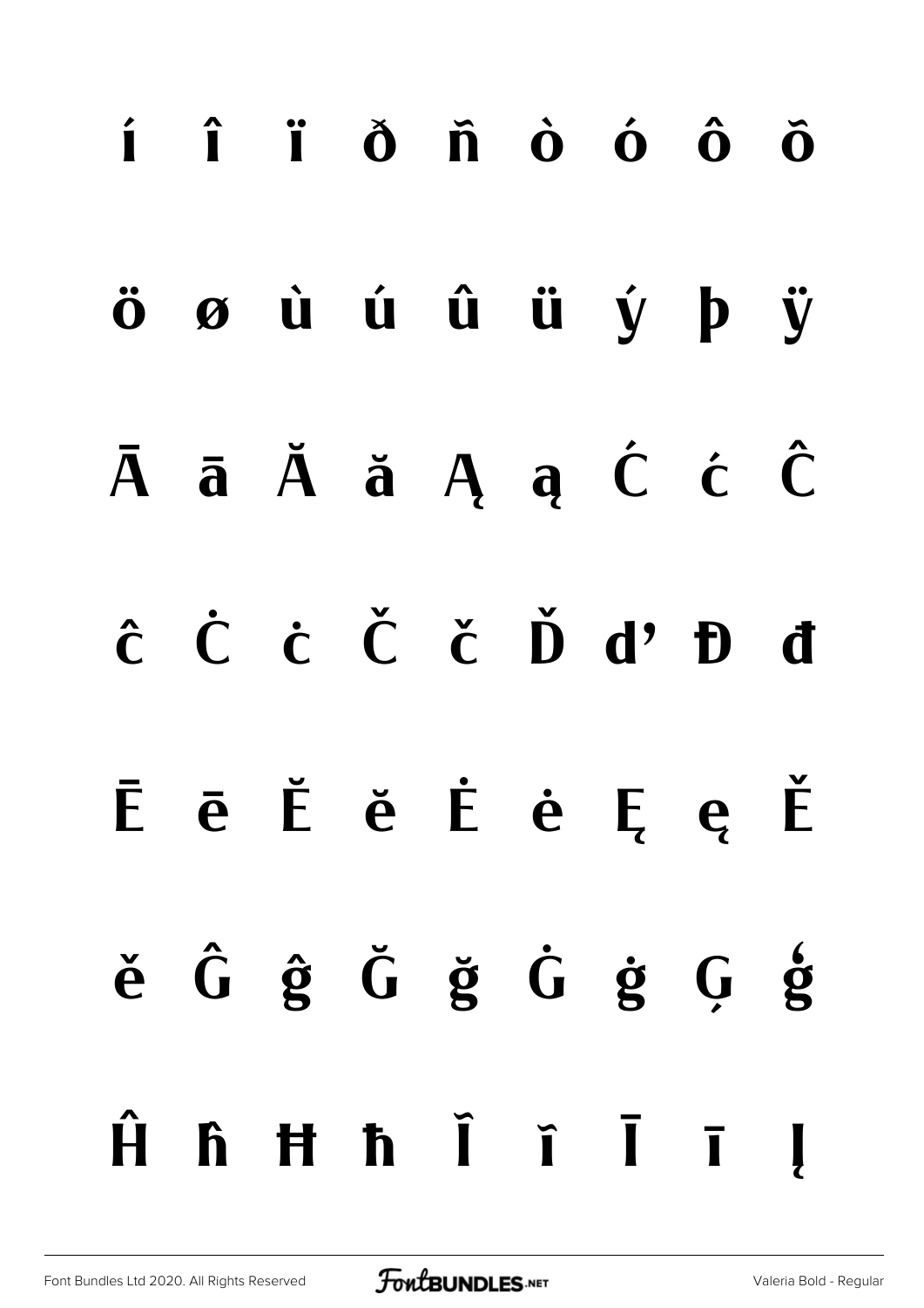í î ï ð ñ ò ó ô õ

ö ø ù ú û ü ý þ ÿ

Ā ā Ă ă Ą ą Ć ć Ĉ

ĉ Ċ ċ Č č Ď ď Đ đ

Ē ē Ĕ ĕ Ė ė Ę ę Ě

ě Ĝ ĝ Ğ ğ Ġ ġ Ģ ģ

Ĥ ĥ Ħ ħ Ĭ ĭ Ī ī Į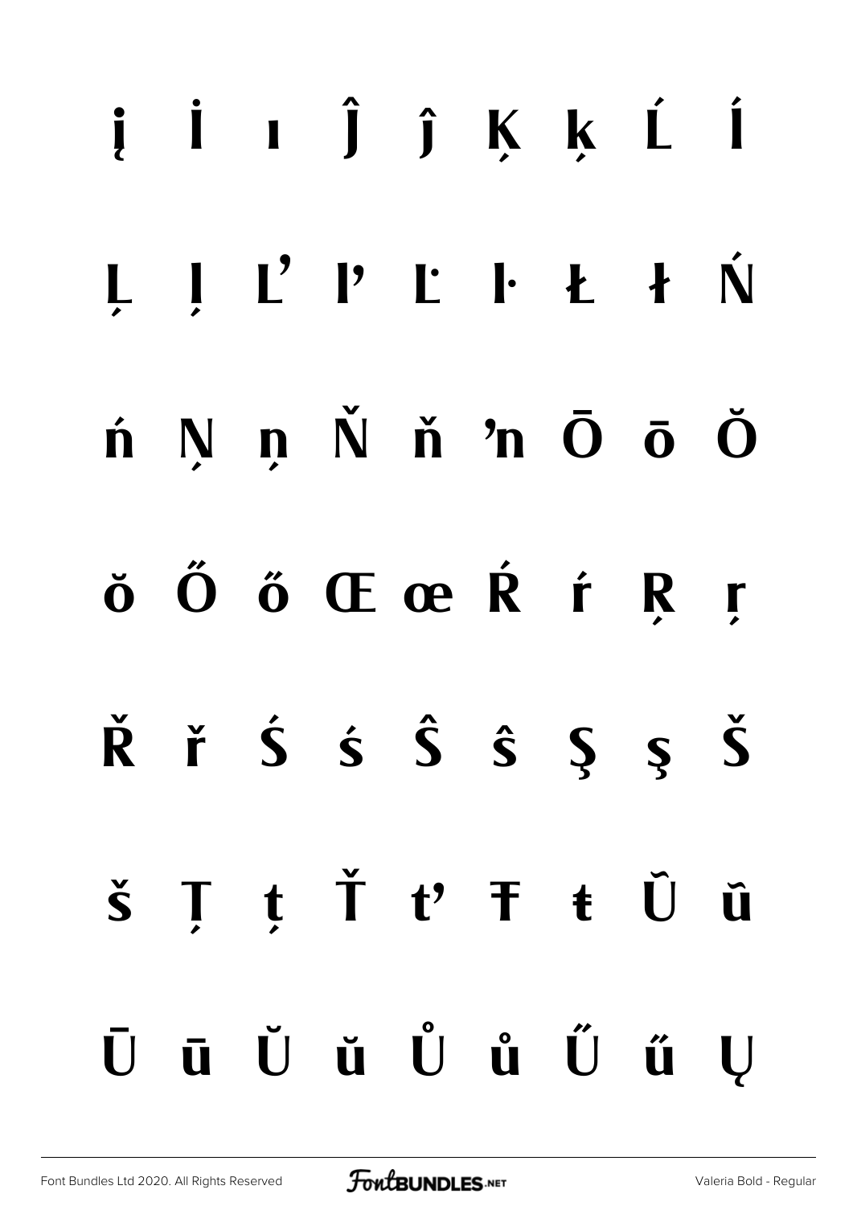į İ ı Ĵ ĵ Ķ ķ Ĺ ĺ

Ļ ļ Ľ ľ Ŀ ŀ Ł ł Ń

ń Ņ ņ Ň ň ŉ Ō ō Ŏ

ŏ Ő ő Œ œ Ŕ ŕ Ŗ ŗ

Ř ř Ś ś Ŝ ŝ Ş ş Š

š Ţ ţ Ť ť Ŧ ŧ Ũ ũ

Ū ū Ŭ ŭ Ů ů Ű ű Ų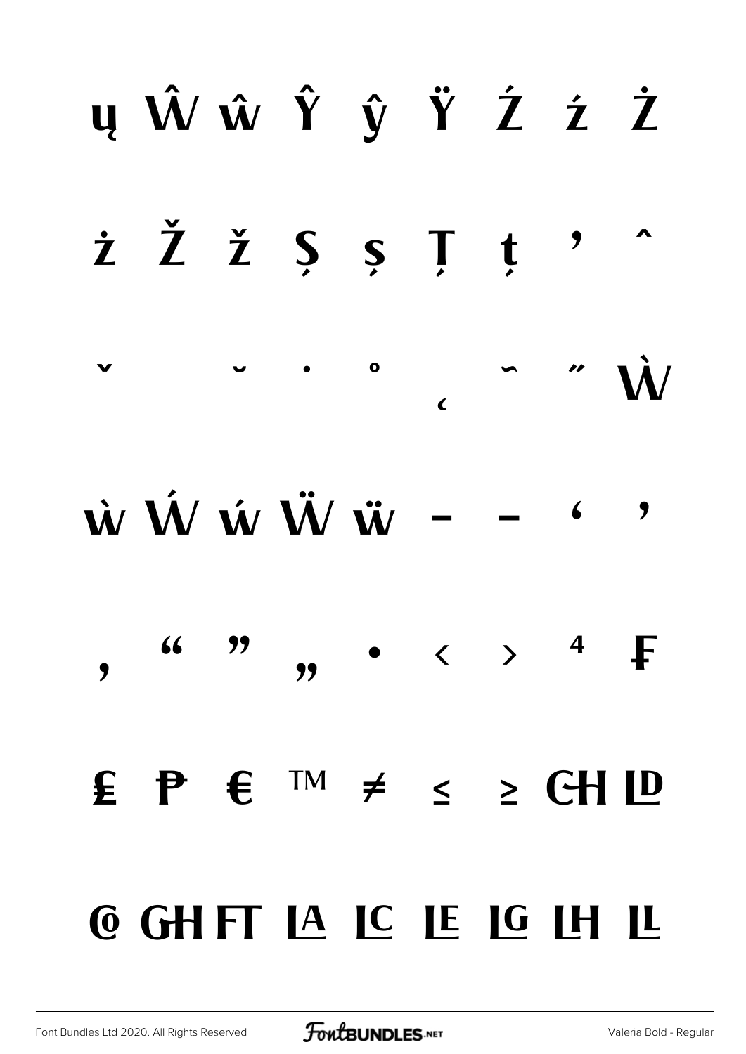ų Ŵ ŵ Ŷ ŷ Ÿ Ź ź Ż

ż Ž ž Ș ș Ț ț ' ˆ

ˇ ˘ ˙ ˚ ˛ ˜ ˝ Ẁ

ẁ Ẃ ẃ Ẅ ẅ – — ' '

‚ " " „ • ‹ › ⁴ ₣

₤ ₱ € ™ ≠ ≤ ≥ CH LD

Q GH FT LA LC LE LG LH LL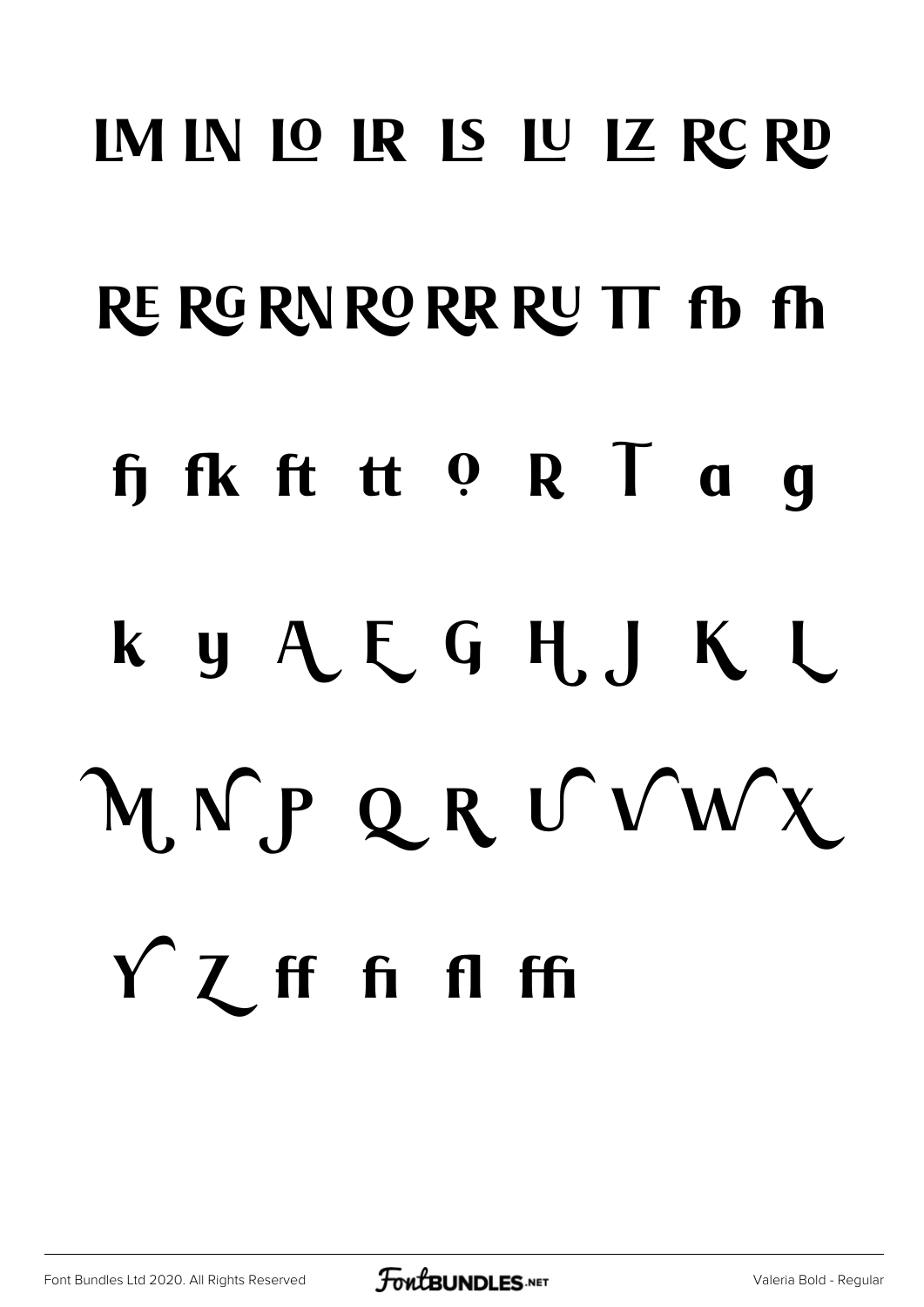LM LN LO LR LS LU LZ RC RD

RE RG RN RO RR RU TT fb fh

fj fk ft tt Q R T a g

k y A E G H J K L

M N P Q R U V W X

Y Z ff fi fl ffi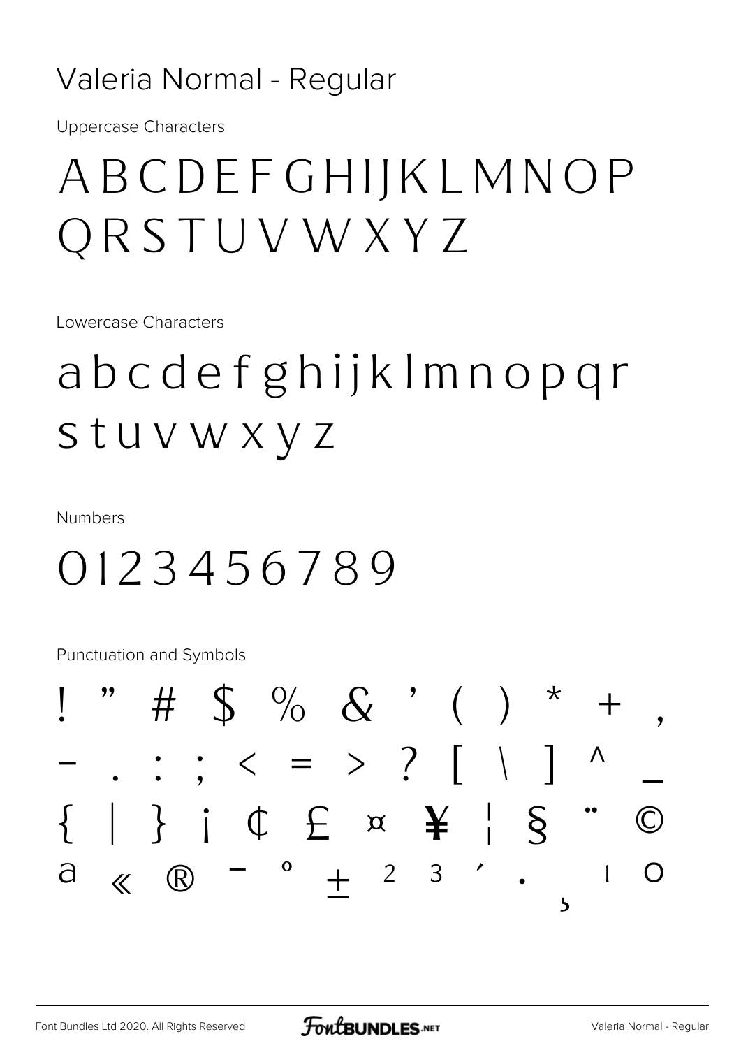# Valeria Normal - Regular

Uppercase Characters

ABCDEFGHIJKLMNOP
QRSTUVWXYZ

Lowercase Characters

abcdefghijklmnopqr
stuvwxyz

Numbers

0123456789

Punctuation and Symbols

! " # $ % & ' ( ) * + ,
- . : ; < = > ? [ \ ] ^ _
{ | } ¡ ¢ £ ¤ ¥ ¦ § ¨ ©
ª « ® ¯ ° ± ² ³ ´ · ¸ ¹ º

Font Bundles Ltd 2020. All Rights Reserved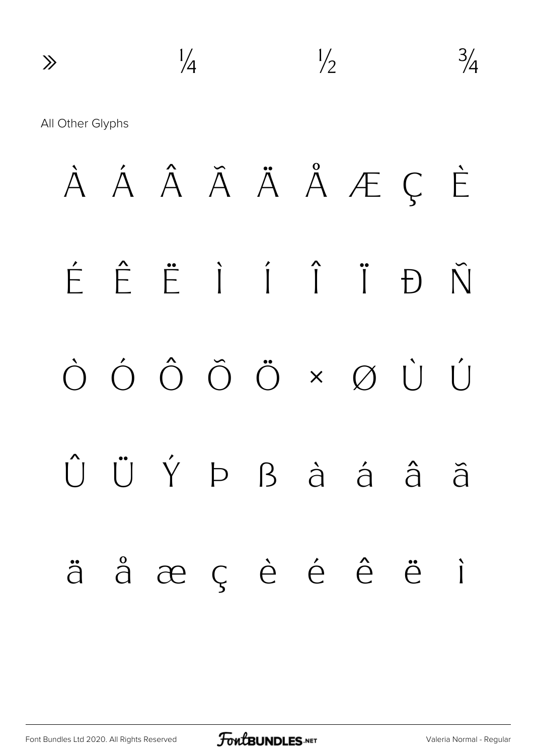» ¼ ½ ¾

All Other Glyphs

À Á Â Ã Ä Å Æ Ç È

É Ê Ë Ì Í Î Ï Ð Ñ

Ò Ó Ô Õ Ö × Ø Ù Ú

Û Ü Ý Þ ß à á â ã

ä å æ ç è é ê ë ì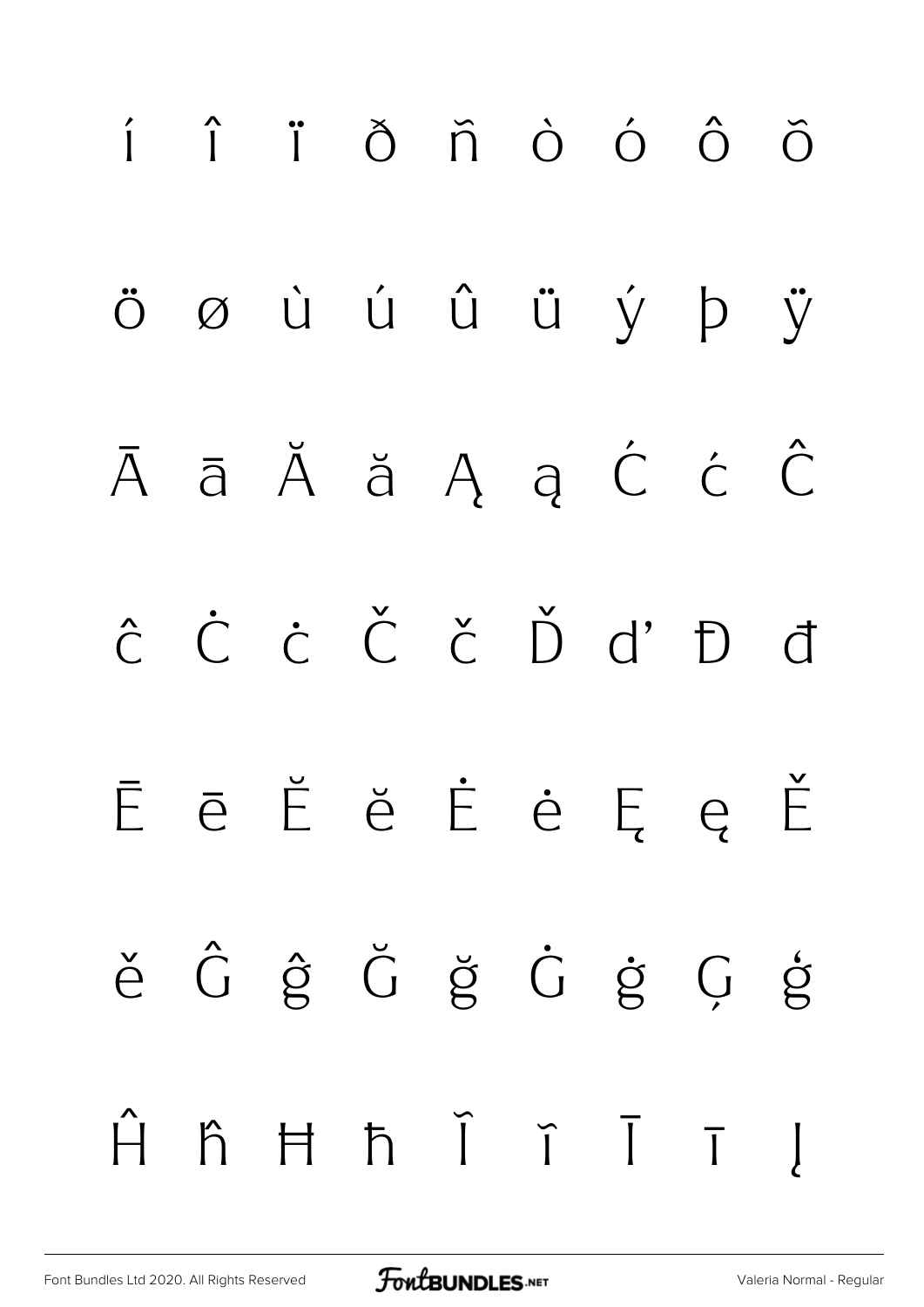í î ï ð ñ ò ó ô õ

ö ø ù ú û ü ý þ ÿ

Ā ā Ă ă Ą ą Ć ć Ĉ

ĉ Ċ ċ Č č Ď ď Đ đ

Ē ē Ĕ ĕ Ė ė Ę ę Ě

ě Ĝ ĝ Ğ ğ Ġ ġ Ģ ģ

Ĥ ĥ Ħ ħ Ĭ ĭ Ī ī Į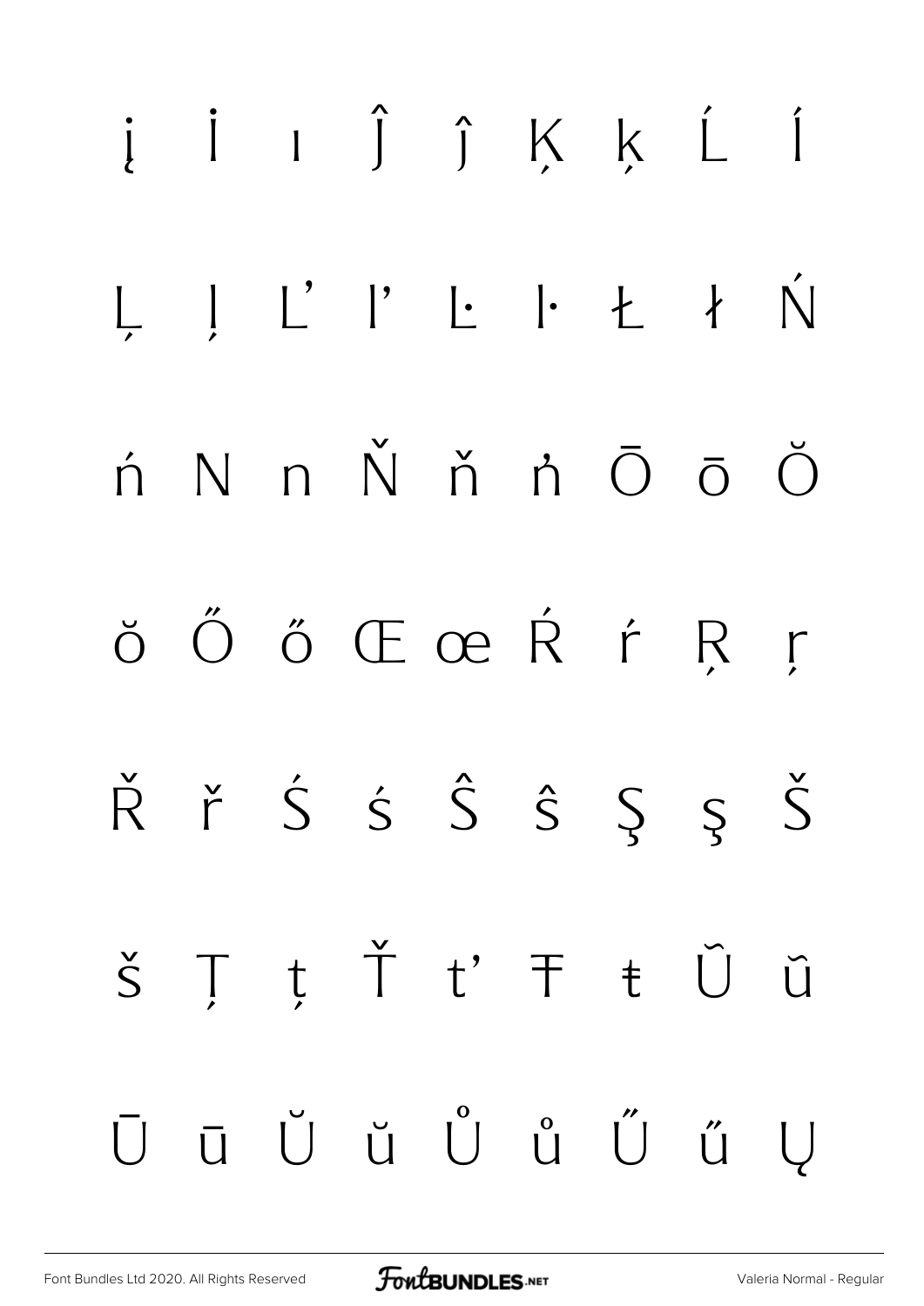į İ ı Ĵ ĵ Ķ ķ Ĺ ĺ

Ļ ļ Ľ ľ Ŀ ŀ Ł ł Ń

ń Ņ ņ Ň ň ŉ Ō ō Ŏ

ŏ Ő ő Œ œ Ŕ ŕ Ŗ ŗ

Ř ř Ś ś Ŝ ŝ Ş ş Š

š Ţ ţ Ť ť Ŧ ŧ Ũ ũ

Ū ū Ŭ ŭ Ů ů Ű ű Ų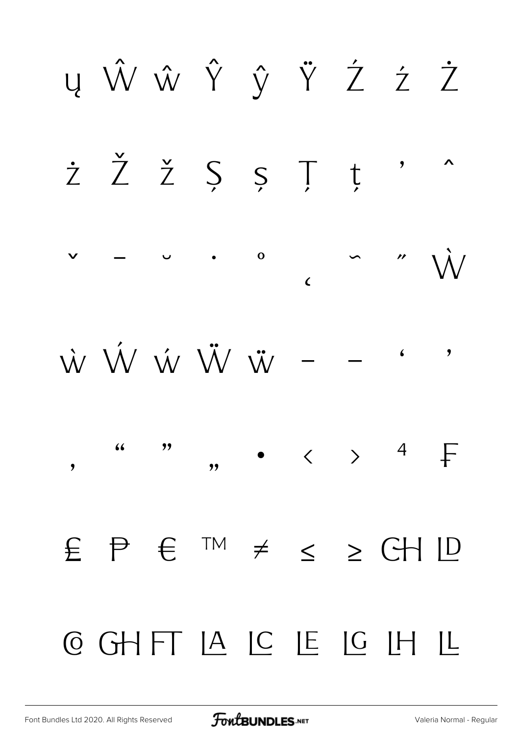ų Ŵ ŵ Ŷ ŷ Ÿ Ź ź Ż

ż Ž ž Ș ș Ț ț ʼ ˆ

ˇ ˉ ˘ ˙ ˚ ˛ ˜ ˝ Ẁ

ẁ Ẃ ẃ Ẅ ẅ – — ‘ ’

‚ “ ” „ • ‹ › ⁴ ₣

₤ ₱ € ™ ≠ ≤ ≥ CH LD

CO GH FT LA LC LE LG LH LL

Font Bundles Ltd 2020. All Rights Reserved FontBUNDLES.NET Valeria Normal - Regular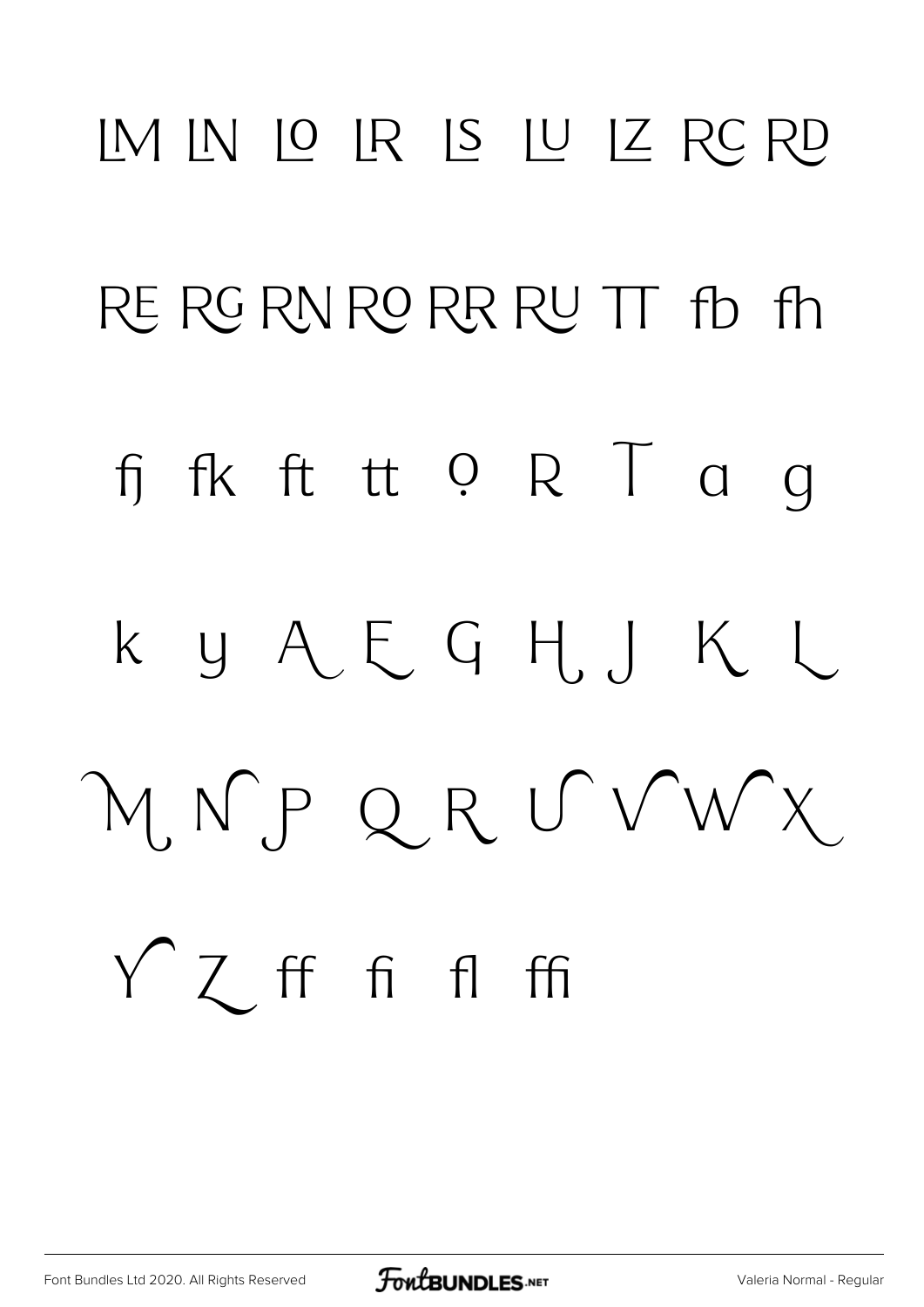LM LN LO LR LS LU LZ RC RD

RE RG RN RO RR RU TT fb fh

fj fk ft tt O R T a g

k y A E G H J K L

M N P Q R U V W X

Y Z ff fi fl ffi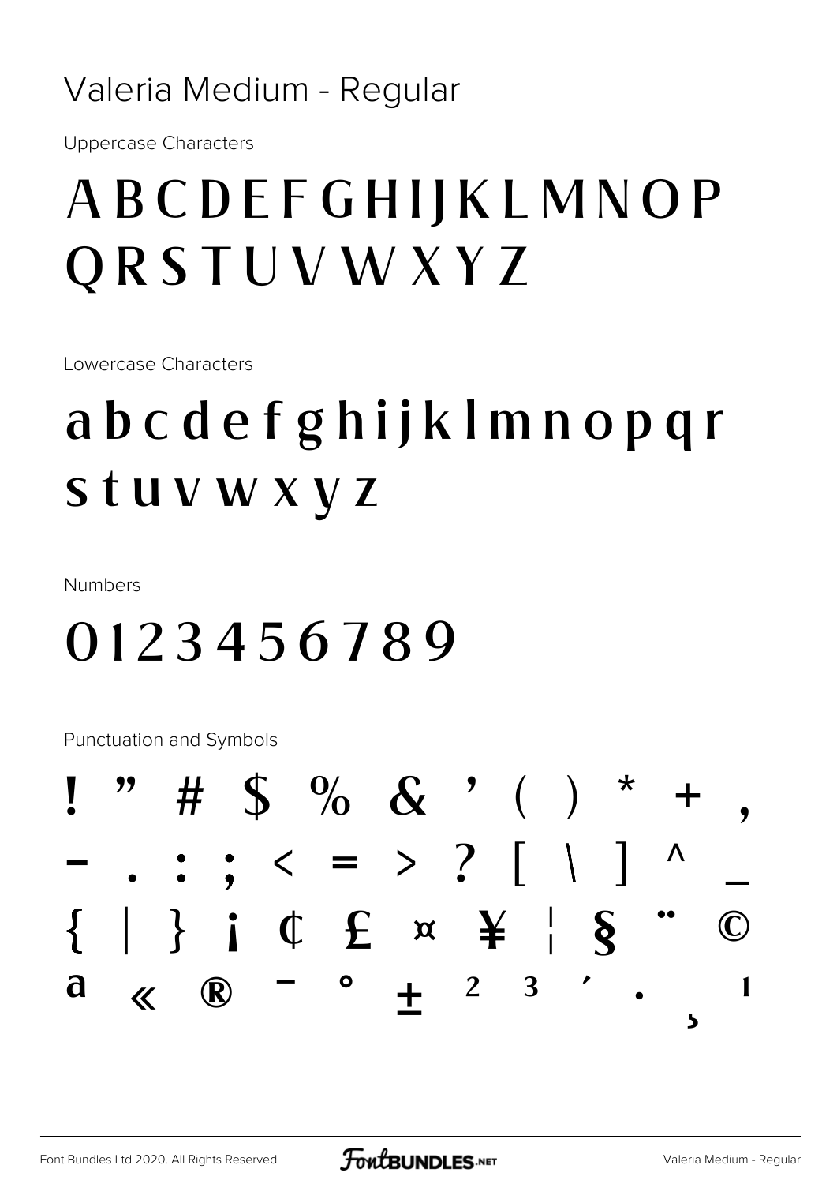# Valeria Medium - Regular

Uppercase Characters

## A B C D E F G H I J K L M N O P Q R S T U V W X Y Z

Lowercase Characters

## a b c d e f g h i j k l m n o p q r s t u v w x y z

Numbers

## 0 1 2 3 4 5 6 7 8 9

Punctuation and Symbols

## ! " # $ % & ' ( ) * + , - . : ; < = > ? [ \ ] ^ _ { | } ¡ ¢ £ ¤ ¥ ¦ § ¨ © ª « ® ¯ ° ± ² ³ ´ · ¸ ¹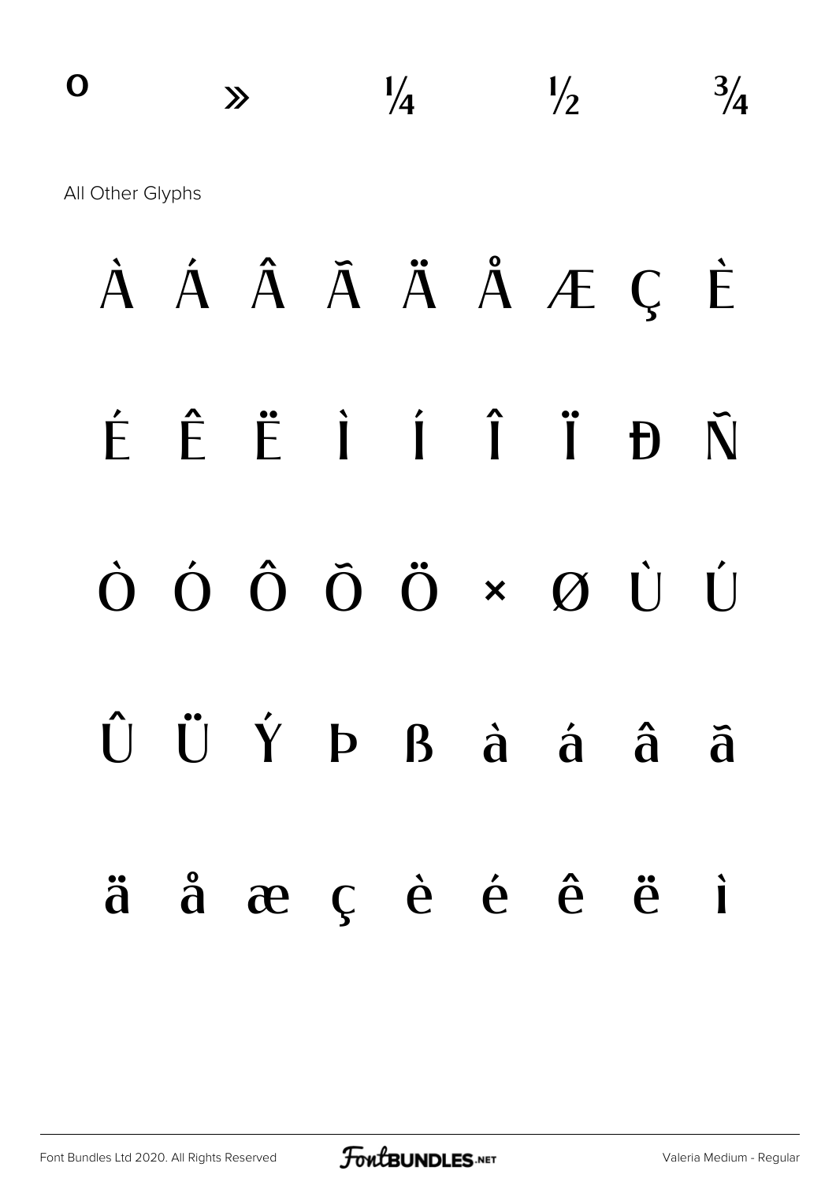º » ¼ ½ ¾

All Other Glyphs

À Á Â Ã Ä Å Æ Ç È

É Ê Ë Ì Í Î Ï Ð Ñ

Ò Ó Ô Õ Ö × Ø Ù Ú

Û Ü Ý Þ ß à á â ã

ä å æ ç è é ê ë ì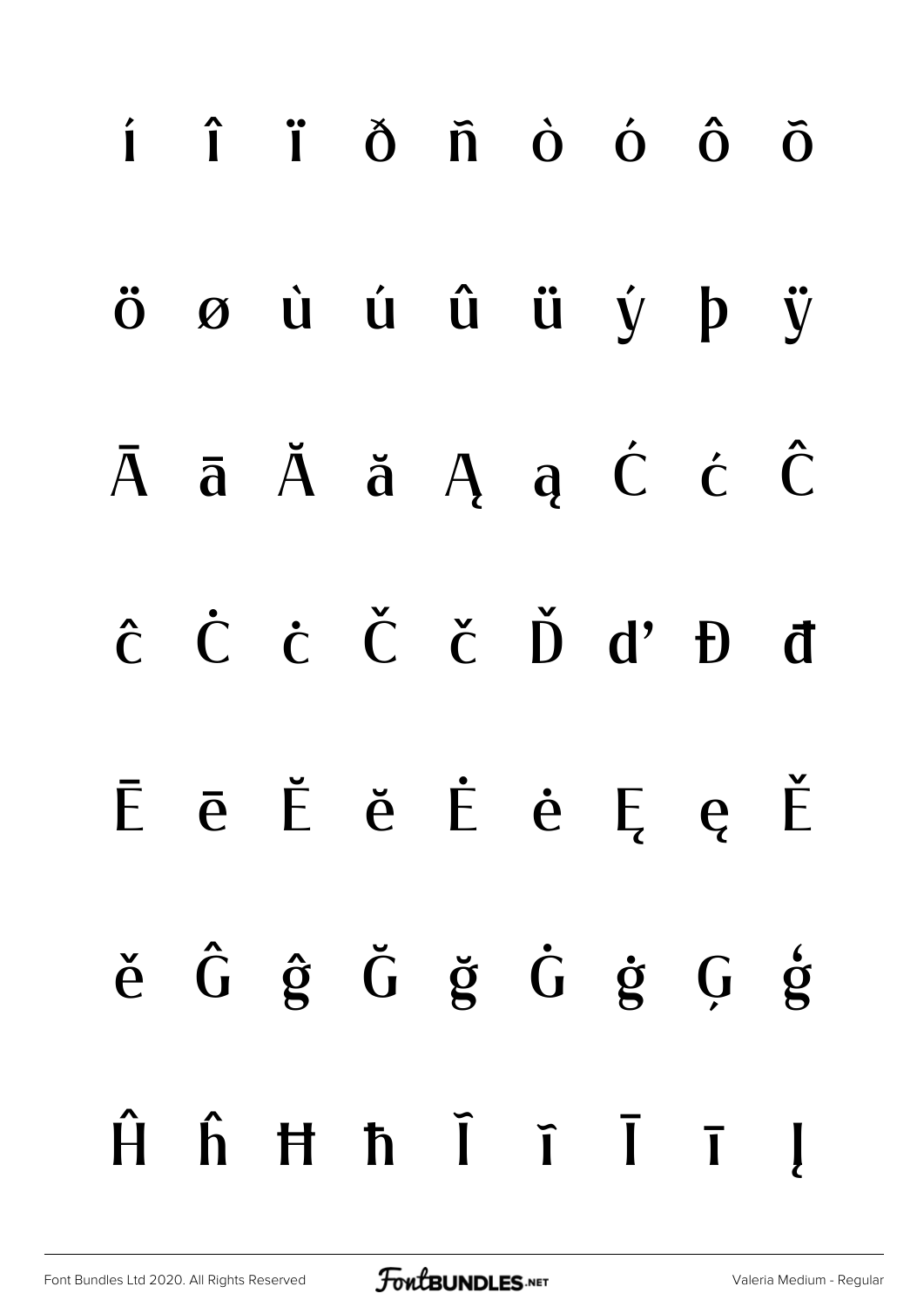í î ï ð ñ ò ó ô õ

ö ø ù ú û ü ý þ ÿ

Ā ā Ă ă Ą ą Ć ć Ĉ

ĉ Ċ ċ Č č Ď ď Đ đ

Ē ē Ĕ ĕ Ė ė Ę ę Ě

ě Ĝ ĝ Ğ ğ Ġ ġ Ģ ģ

Ĥ ĥ Ħ ħ Ĭ ĭ Ī ī Į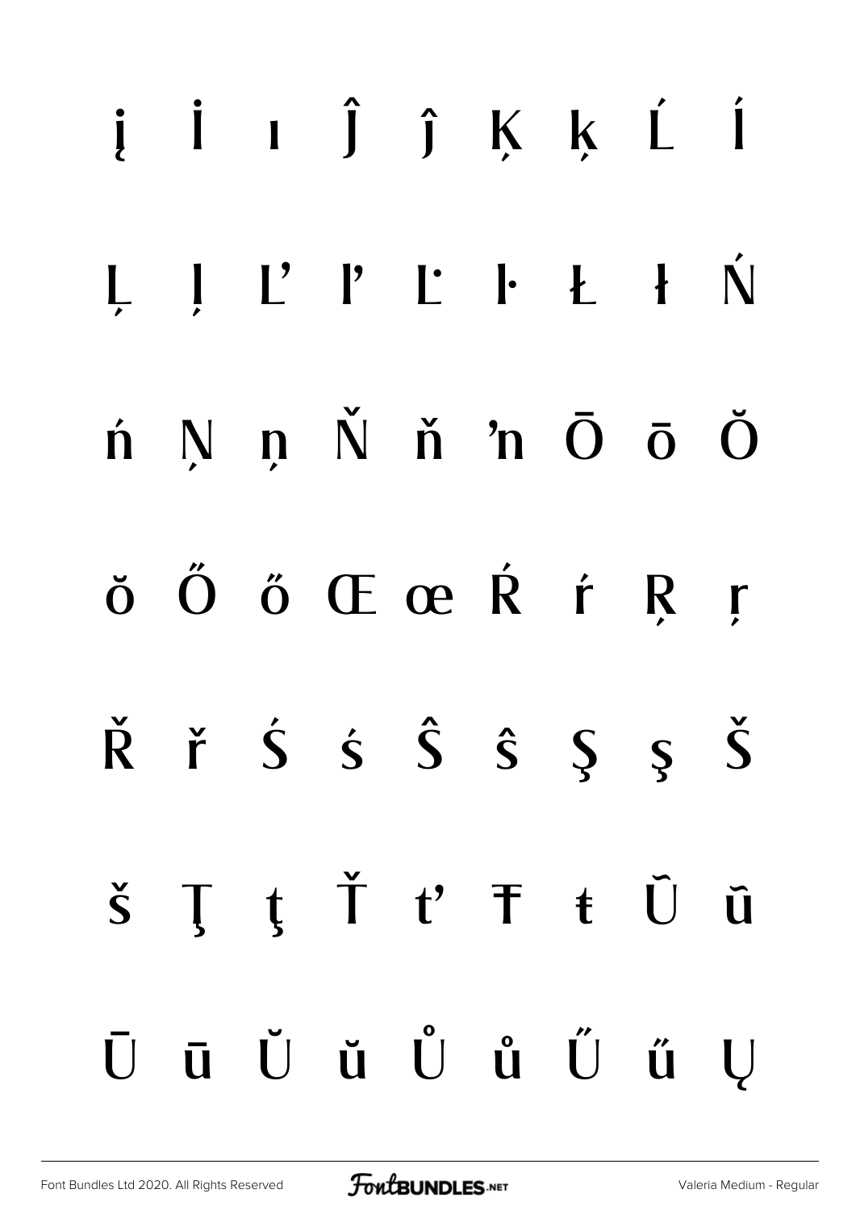į İ ı Ĵ ĵ Ķ ķ Ĺ ĺ

Ļ ļ Ľ ľ Ŀ ŀ Ł ł Ń

ń Ņ ņ Ň ň ŉ Ō ō Ŏ

ŏ Ő ő Œ œ Ŕ ŕ Ŗ ŗ

Ř ř Ś ś Ŝ ŝ Ş ş Š

š Ţ ţ Ť ť Ŧ ŧ Ũ ũ

Ū ū Ŭ ŭ Ů ů Ű ű Ų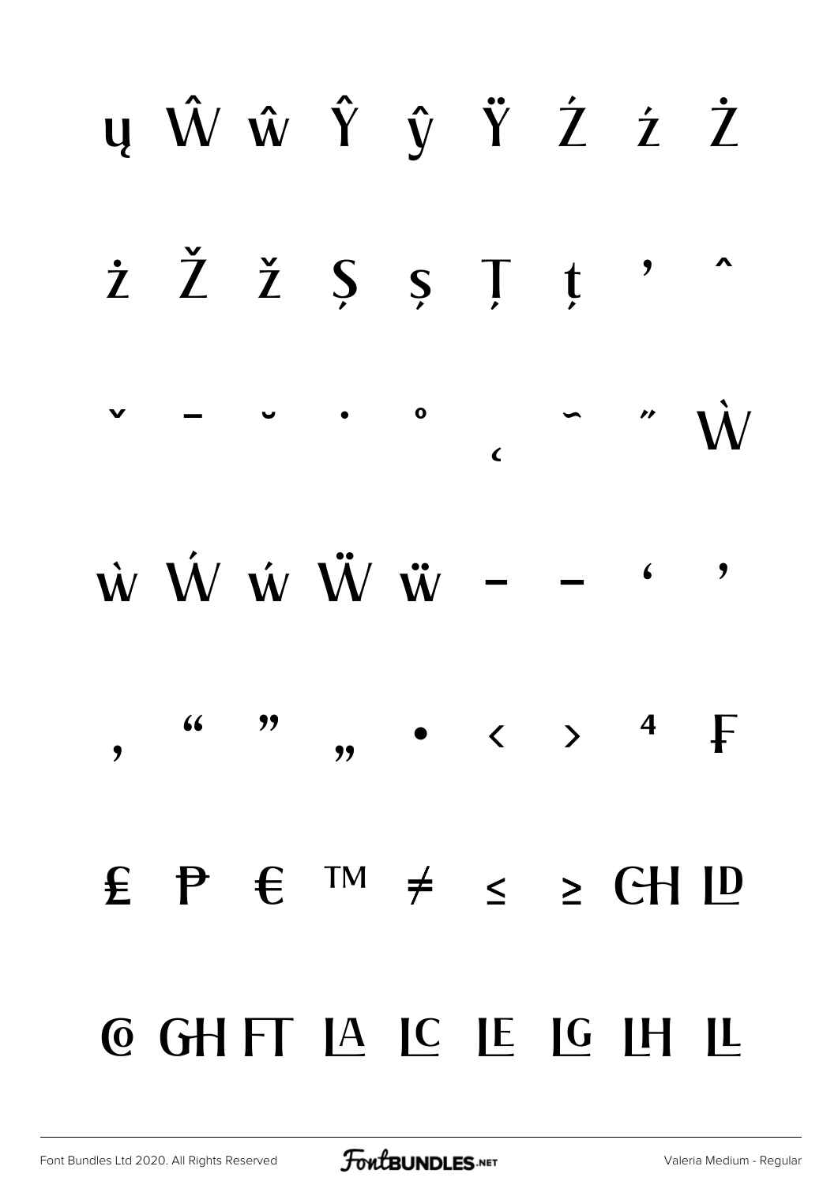ų Ŵ ŵ Ŷ ŷ Ÿ Ź ź Ż

ż Ž ž Ș ș Ț ț ' ˆ

ˇ ˉ ˘ ˙ ˚ ˛ ˜ ˝ Ẁ

ẁ Ẃ ẃ Ẅ ẅ – — ' '

‚ " " „ • ‹ › ⁴ ₣

₤ ₱ € ™ ≠ ≤ ≥ CH LD

CO GH FT LA LC LE LG LH LL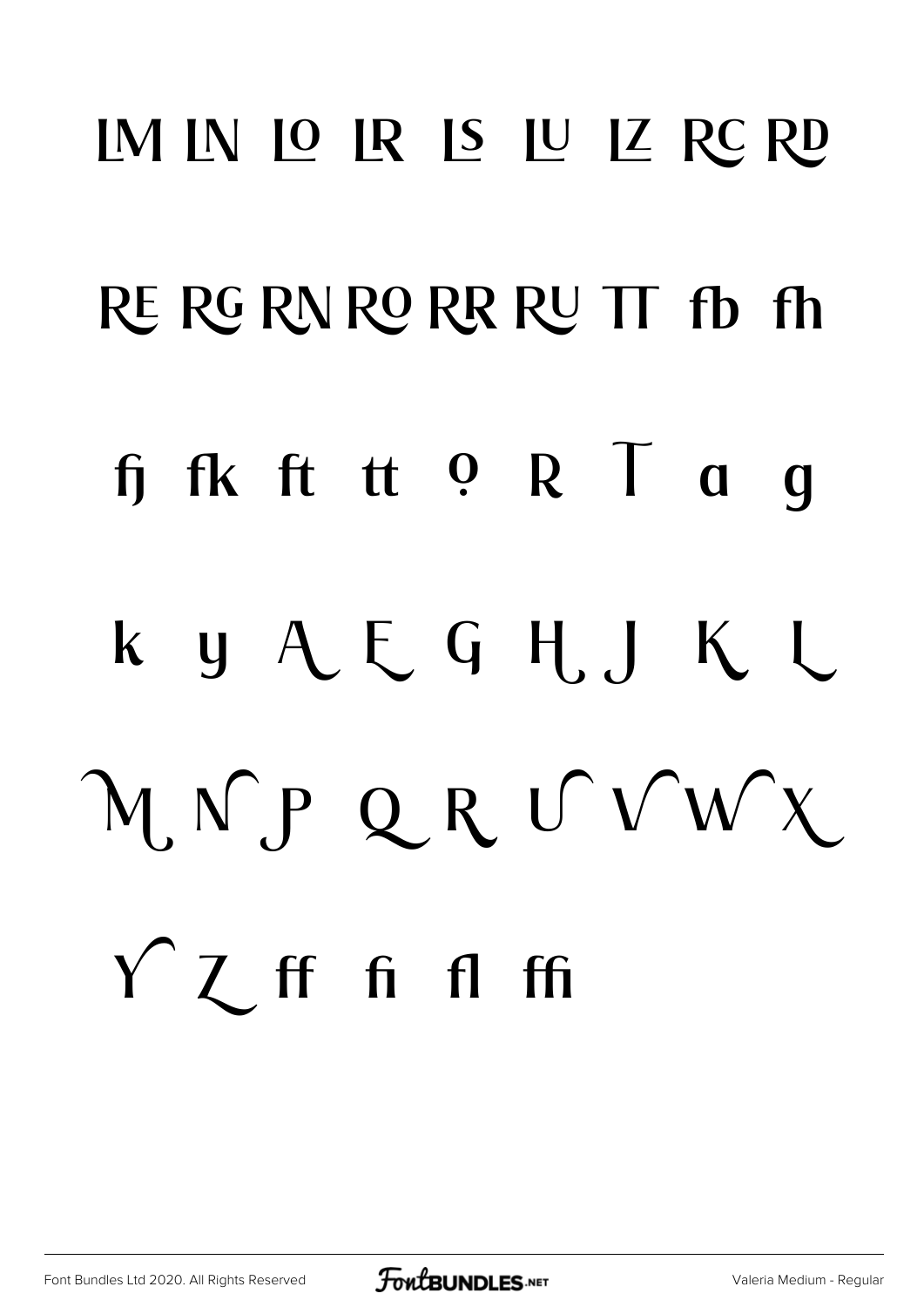LM LN LO LR LS LU LZ RC RD

RE RG RN RO RR RU TT fb fh

fj fk ft tt ọ R T a g

k y A E G H J K L

M N P Q R U V W X

Y Z ff fi fl ffi